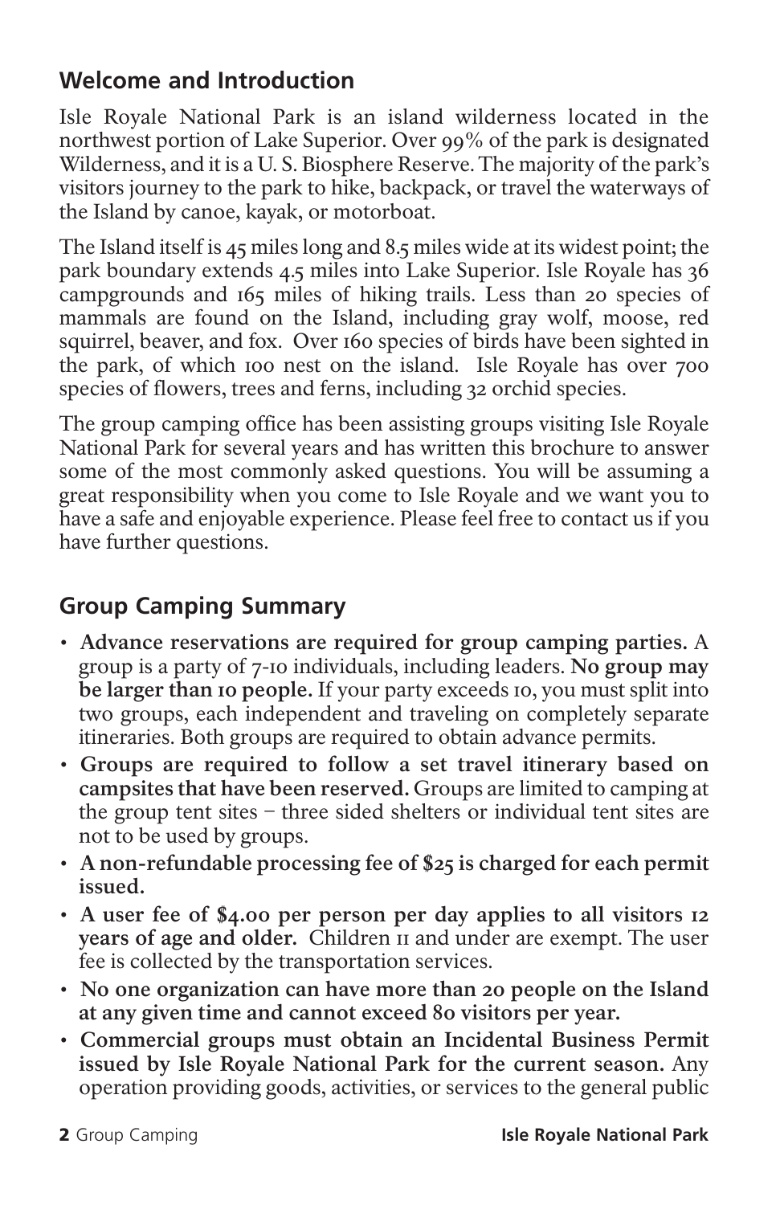## Welcome and Introduction

Isle Royale National Park is an island wilderness located in the northwest portion of Lake Superior. Over 99% of the park is designated Wilderness, and it is a U. S. Biosphere Reserve. The majority of the park's visitors journey to the park to hike, backpack, or travel the waterways of the Island by canoe, kayak, or motorboat.

The Island itself is 45 miles long and 8.5 miles wide at its widest point; the park boundary extends 4.5 miles into Lake Superior. Isle Royale has 36 campgrounds and 165 miles of hiking trails. Less than 20 species of mammals are found on the Island, including gray wolf, moose, red squirrel, beaver, and fox. Over 160 species of birds have been sighted in the park, of which 100 nest on the island. Isle Royale has over 700 species of flowers, trees and ferns, including 32 orchid species.

The group camping office has been assisting groups visiting Isle Royale National Park for several years and has written this brochure to answer some of the most commonly asked questions. You will be assuming a great responsibility when you come to Isle Royale and we want you to have a safe and enjoyable experience. Please feel free to contact us if you have further questions.

## Group Camping Summary

- **Advance reservations are required for group camping parties.** A group is a party of 7-10 individuals, including leaders. **No group may be larger than 10 people.** If your party exceeds 10, you must split into two groups, each independent and traveling on completely separate itineraries. Both groups are required to obtain advance permits.
- **Groups are required to follow a set travel itinerary based on campsites that have been reserved.** Groups are limited to camping at the group tent sites – three sided shelters or individual tent sites are not to be used by groups.
- **A non-refundable processing fee of $25 is charged for each permit issued.**
- **A user fee of $4.00 per person per day applies to all visitors 12 years of age and older.** Children 11 and under are exempt. The user fee is collected by the transportation services.
- **No one organization can have more than 20 people on the Island at any given time and cannot exceed 80 visitors per year.**
- **Commercial groups must obtain an Incidental Business Permit issued by Isle Royale National Park for the current season.** Any operation providing goods, activities, or services to the general public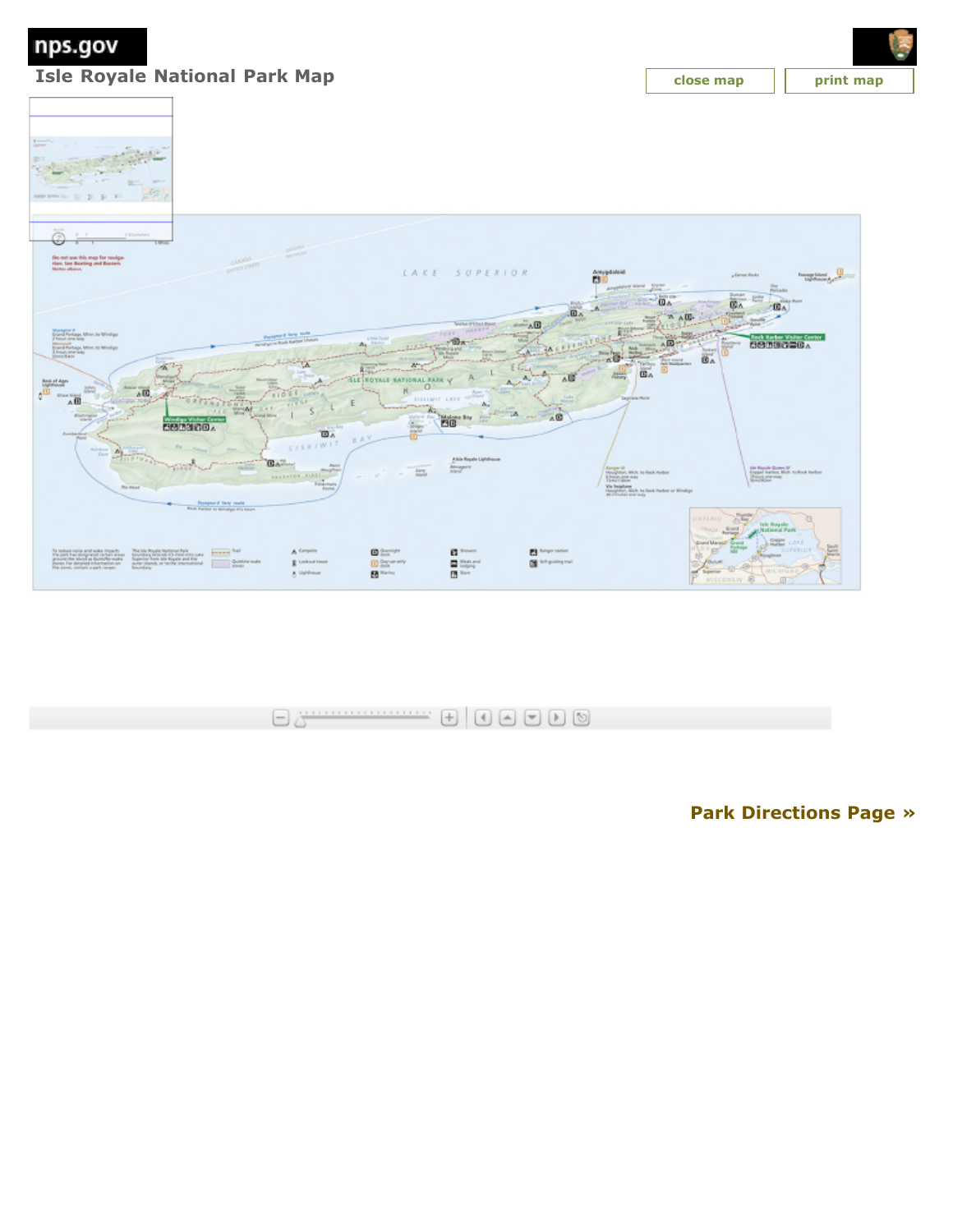nps.gov

# Isle Royale National Park Map

close map

print map

Park Directions Page »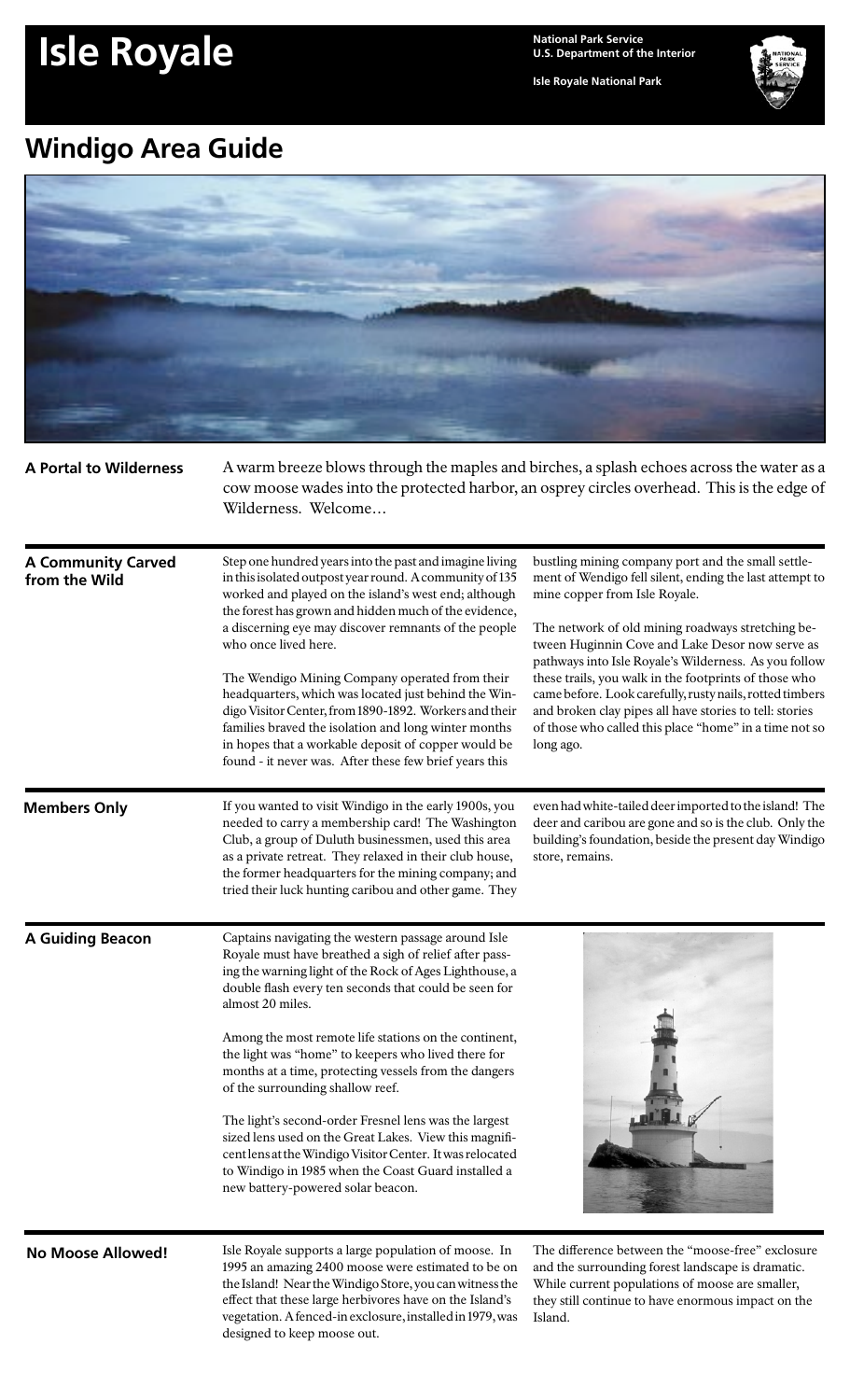# Isle Royale

**National Park Service**
**U.S. Department of the Interior**

**Isle Royale National Park**

# Windigo Area Guide

## A Portal to Wilderness

A warm breeze blows through the maples and birches, a splash echoes across the water as a cow moose wades into the protected harbor, an osprey circles overhead. This is the edge of Wilderness. Welcome…

## A Community Carved from the Wild

Step one hundred years into the past and imagine living in this isolated outpost year round. A community of 135 worked and played on the island's west end; although the forest has grown and hidden much of the evidence, a discerning eye may discover remnants of the people who once lived here.

The Wendigo Mining Company operated from their headquarters, which was located just behind the Windigo Visitor Center, from 1890-1892. Workers and their families braved the isolation and long winter months in hopes that a workable deposit of copper would be found - it never was. After these few brief years this bustling mining company port and the small settlement of Wendigo fell silent, ending the last attempt to mine copper from Isle Royale.

The network of old mining roadways stretching between Huginnin Cove and Lake Desor now serve as pathways into Isle Royale's Wilderness. As you follow these trails, you walk in the footprints of those who came before. Look carefully, rusty nails, rotted timbers and broken clay pipes all have stories to tell: stories of those who called this place "home" in a time not so long ago.

## Members Only

If you wanted to visit Windigo in the early 1900s, you needed to carry a membership card! The Washington Club, a group of Duluth businessmen, used this area as a private retreat. They relaxed in their club house, the former headquarters for the mining company; and tried their luck hunting caribou and other game. They even had white-tailed deer imported to the island! The deer and caribou are gone and so is the club. Only the building's foundation, beside the present day Windigo store, remains.

## A Guiding Beacon

Captains navigating the western passage around Isle Royale must have breathed a sigh of relief after passing the warning light of the Rock of Ages Lighthouse, a double flash every ten seconds that could be seen for almost 20 miles.

Among the most remote life stations on the continent, the light was "home" to keepers who lived there for months at a time, protecting vessels from the dangers of the surrounding shallow reef.

The light's second-order Fresnel lens was the largest sized lens used on the Great Lakes. View this magnificent lens at the Windigo Visitor Center. It was relocated to Windigo in 1985 when the Coast Guard installed a new battery-powered solar beacon.

## No Moose Allowed!

Isle Royale supports a large population of moose. In 1995 an amazing 2400 moose were estimated to be on the Island! Near the Windigo Store, you can witness the effect that these large herbivores have on the Island's vegetation. A fenced-in exclosure, installed in 1979, was designed to keep moose out. The difference between the "moose-free" exclosure and the surrounding forest landscape is dramatic. While current populations of moose are smaller, they still continue to have enormous impact on the Island.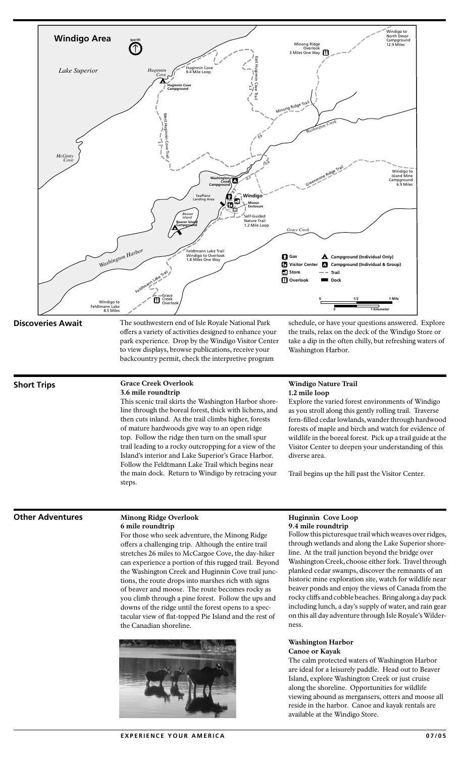# Windigo Area

North

Lake Superior

Huginnin Cove

Huginnin Cove 9.4 Mile Loop

Huginnin Cove Campground

West Huginnin Cove Trail 3.7

East Huginnin Cove Trail 3.3

Minong Ridge Overlook 3 Miles One Way

Windigo to North Desor Campground 12.9 Miles

Minong Ridge Trail

Washington Creek

0.6

0.6

0.3

0.3

McGinty Cove

Washington Creek Campground

Windigo

SeaPlane Landing Area

Moose Exclosure

Self-Guided Nature Trail 1.2 Mile Loop

Greenstone Ridge Trail

Windigo to Island Mine Campground 6.9 Miles

Beaver Island

Beaver Island Campground

Grace Creek

Washington Harbor

Feldtmann Lake Trail Windigo to Overlook 1.8 Miles One Way

Feldtmann Lake Trail

Grace Creek Overlook

Windigo to Feldtmann Lake 8.5 Miles

Gas

Visitor Center

Store

Overlook

Campground (Individual Only)

Campground (Individual & Group)

Trail

Dock

0 1/2 1 Mile

0 1 Kilometer

## Discoveries Await

The southwestern end of Isle Royale National Park offers a variety of activities designed to enhance your park experience. Drop by the Windigo Visitor Center to view displays, browse publications, receive your backcountry permit, check the interpretive program schedule, or have your questions answered. Explore the trails, relax on the deck of the Windigo Store or take a dip in the often chilly, but refreshing waters of Washington Harbor.

## Short Trips

### Grace Creek Overlook
**3.6 mile roundtrip**

This scenic trail skirts the Washington Harbor shoreline through the boreal forest, thick with lichens, and then cuts inland. As the trail climbs higher, forests of mature hardwoods give way to an open ridge top. Follow the ridge then turn on the small spur trail leading to a rocky outcropping for a view of the Island's interior and Lake Superior's Grace Harbor. Follow the Feldtmann Lake Trail which begins near the main dock. Return to Windigo by retracing your steps.

### Windigo Nature Trail
**1.2 mile loop**

Explore the varied forest environments of Windigo as you stroll along this gently rolling trail. Traverse fern-filled cedar lowlands, wander through hardwood forests of maple and birch and watch for evidence of wildlife in the boreal forest. Pick up a trail guide at the Visitor Center to deepen your understanding of this diverse area.

Trail begins up the hill past the Visitor Center.

## Other Adventures

### Minong Ridge Overlook
**6 mile roundtrip**

For those who seek adventure, the Minong Ridge offers a challenging trip. Although the entire trail stretches 26 miles to McCargoe Cove, the day-hiker can experience a portion of this rugged trail. Beyond the Washington Creek and Huginnin Cove trail junctions, the route drops into marshes rich with signs of beaver and moose. The route becomes rocky as you climb through a pine forest. Follow the ups and downs of the ridge until the forest opens to a spectacular view of flat-topped Pie Island and the rest of the Canadian shoreline.

### Huginnin Cove Loop
**9.4 mile roundtrip**

Follow this picturesque trail which weaves over ridges, through wetlands and along the Lake Superior shoreline. At the trail junction beyond the bridge over Washington Creek, choose either fork. Travel through planked cedar swamps, discover the remnants of an historic mine exploration site, watch for wildlife near beaver ponds and enjoy the views of Canada from the rocky cliffs and cobble beaches. Bring along a day pack including lunch, a day's supply of water, and rain gear on this all day adventure through Isle Royale's Wilderness.

### Washington Harbor Canoe or Kayak

The calm protected waters of Washington Harbor are ideal for a leisurely paddle. Head out to Beaver Island, explore Washington Creek or just cruise along the shoreline. Opportunities for wildlife viewing abound as mergansers, otters and moose all reside in the harbor. Canoe and kayak rentals are available at the Windigo Store.

EXPERIENCE YOUR AMERICA 07/05